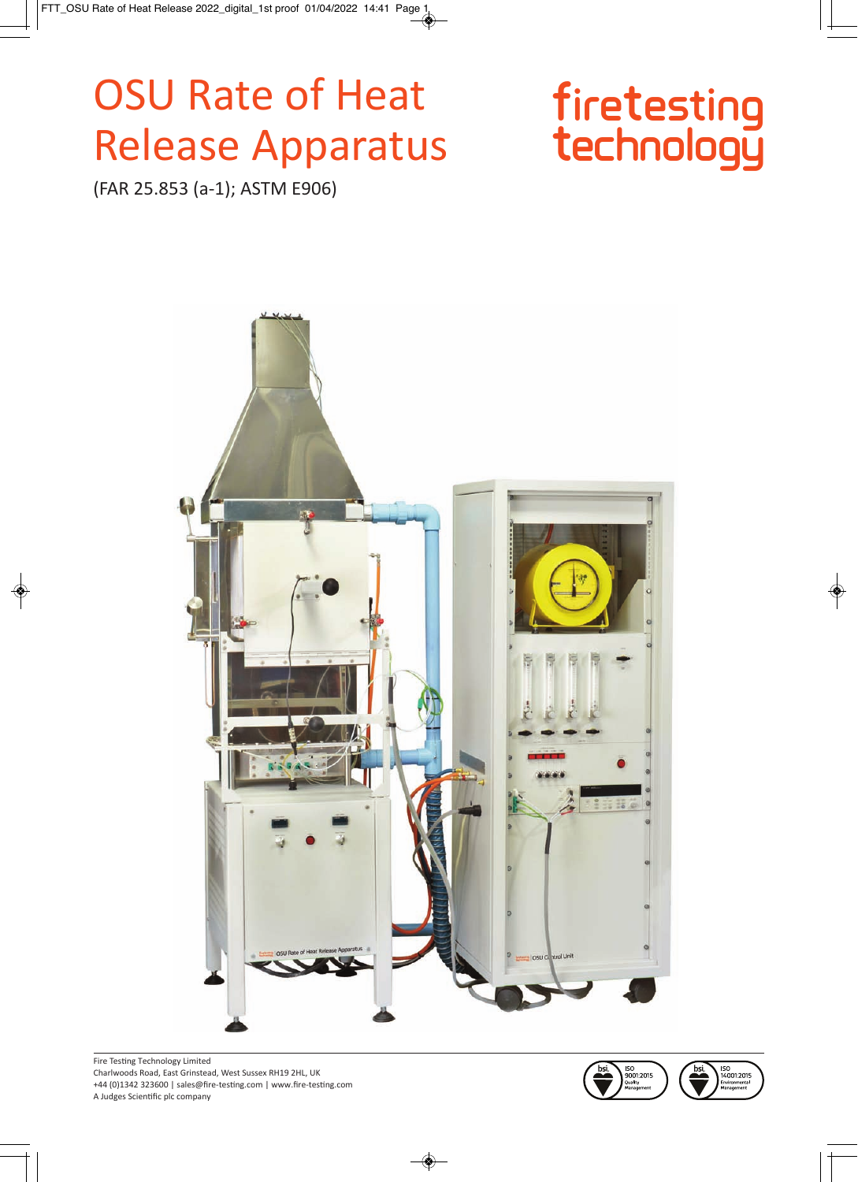# OSU Rate of Heat Release Apparatus

(FAR 25.853 (a-1); ASTM E906)

firetesting technology

Fire Testing Technology Limited
Charlwoods Road, East Grinstead, West Sussex RH19 2HL, UK
+44 (0)1342 323600 | sales@fire-testing.com | www.fire-testing.com
A Judges Scientific plc company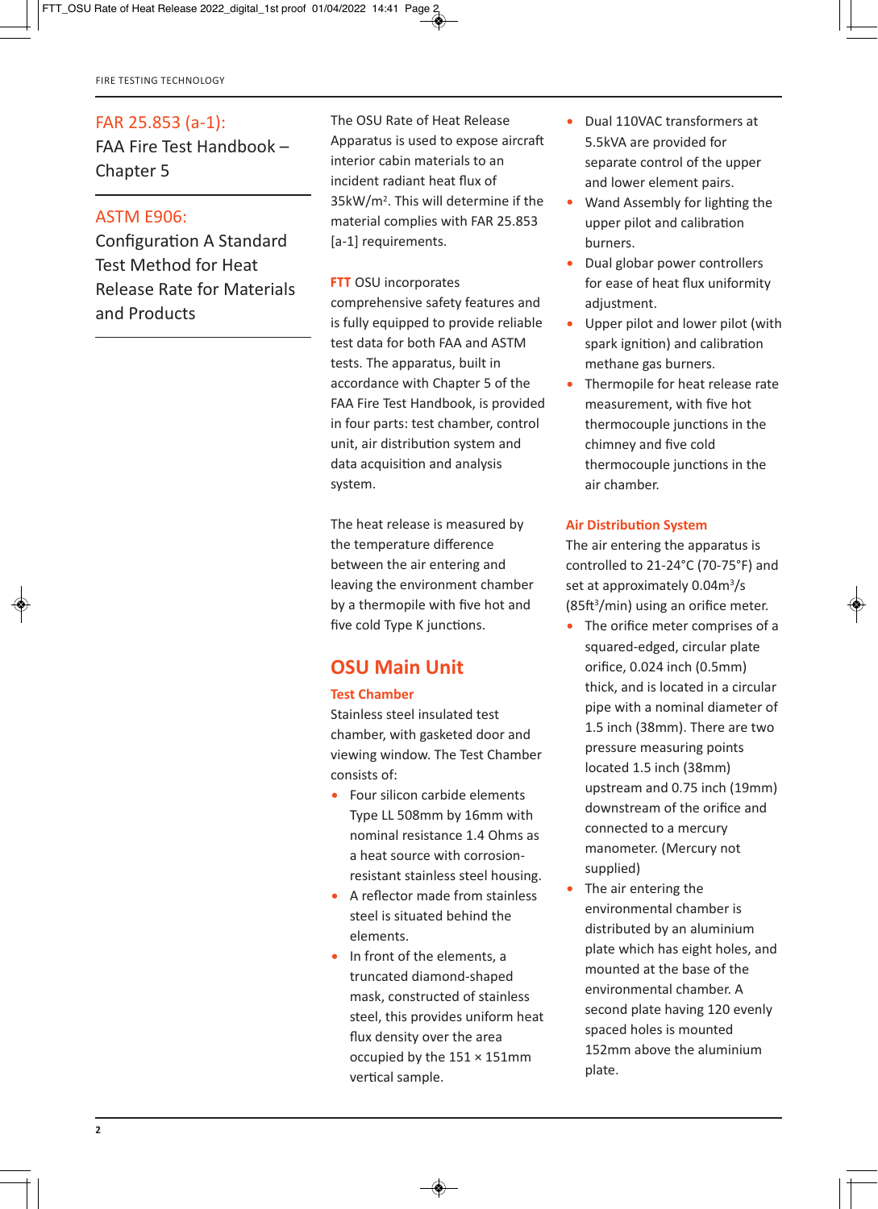## FAR 25.853 (a-1):

FAA Fire Test Handbook – Chapter 5

## ASTM E906:

Configuration A Standard Test Method for Heat Release Rate for Materials and Products

The OSU Rate of Heat Release Apparatus is used to expose aircraft interior cabin materials to an incident radiant heat flux of 35kW/m². This will determine if the material complies with FAR 25.853 [a-1] requirements.

**FTT** OSU incorporates comprehensive safety features and is fully equipped to provide reliable test data for both FAA and ASTM tests. The apparatus, built in accordance with Chapter 5 of the FAA Fire Test Handbook, is provided in four parts: test chamber, control unit, air distribution system and data acquisition and analysis system.

The heat release is measured by the temperature difference between the air entering and leaving the environment chamber by a thermopile with five hot and five cold Type K junctions.

## OSU Main Unit

### Test Chamber

Stainless steel insulated test chamber, with gasketed door and viewing window. The Test Chamber consists of:

- Four silicon carbide elements Type LL 508mm by 16mm with nominal resistance 1.4 Ohms as a heat source with corrosion-resistant stainless steel housing.
- A reflector made from stainless steel is situated behind the elements.
- In front of the elements, a truncated diamond-shaped mask, constructed of stainless steel, this provides uniform heat flux density over the area occupied by the 151 × 151mm vertical sample.
- Dual 110VAC transformers at 5.5kVA are provided for separate control of the upper and lower element pairs.
- Wand Assembly for lighting the upper pilot and calibration burners.
- Dual globar power controllers for ease of heat flux uniformity adjustment.
- Upper pilot and lower pilot (with spark ignition) and calibration methane gas burners.
- Thermopile for heat release rate measurement, with five hot thermocouple junctions in the chimney and five cold thermocouple junctions in the air chamber.

### Air Distribution System

The air entering the apparatus is controlled to 21-24°C (70-75°F) and set at approximately 0.04m³/s (85ft³/min) using an orifice meter.

- The orifice meter comprises of a squared-edged, circular plate orifice, 0.024 inch (0.5mm) thick, and is located in a circular pipe with a nominal diameter of 1.5 inch (38mm). There are two pressure measuring points located 1.5 inch (38mm) upstream and 0.75 inch (19mm) downstream of the orifice and connected to a mercury manometer. (Mercury not supplied)
- The air entering the environmental chamber is distributed by an aluminium plate which has eight holes, and mounted at the base of the environmental chamber. A second plate having 120 evenly spaced holes is mounted 152mm above the aluminium plate.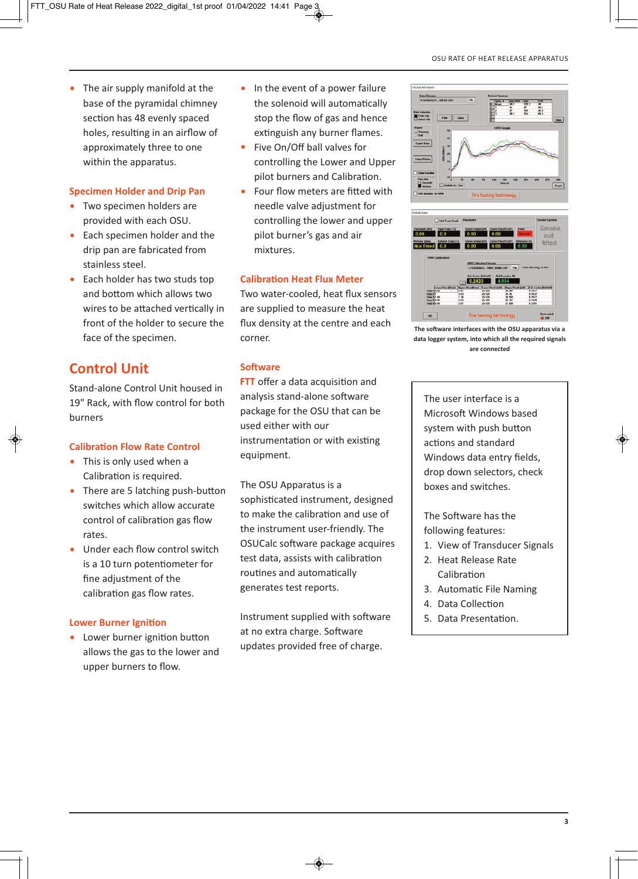- The air supply manifold at the base of the pyramidal chimney section has 48 evenly spaced holes, resulting in an airflow of approximately three to one within the apparatus.

### Specimen Holder and Drip Pan

- Two specimen holders are provided with each OSU.
- Each specimen holder and the drip pan are fabricated from stainless steel.
- Each holder has two studs top and bottom which allows two wires to be attached vertically in front of the holder to secure the face of the specimen.

## Control Unit

Stand-alone Control Unit housed in 19" Rack, with flow control for both burners

### Calibration Flow Rate Control

- This is only used when a Calibration is required.
- There are 5 latching push-button switches which allow accurate control of calibration gas flow rates.
- Under each flow control switch is a 10 turn potentiometer for fine adjustment of the calibration gas flow rates.

### Lower Burner Ignition

- Lower burner ignition button allows the gas to the lower and upper burners to flow.
- In the event of a power failure the solenoid will automatically stop the flow of gas and hence extinguish any burner flames.
- Five On/Off ball valves for controlling the Lower and Upper pilot burners and Calibration.
- Four flow meters are fitted with needle valve adjustment for controlling the lower and upper pilot burner's gas and air mixtures.

### Calibration Heat Flux Meter

Two water-cooled, heat flux sensors are supplied to measure the heat flux density at the centre and each corner.

### Software

**FTT** offer a data acquisition and analysis stand-alone software package for the OSU that can be used either with our instrumentation or with existing equipment.

The OSU Apparatus is a sophisticated instrument, designed to make the calibration and use of the instrument user-friendly. The OSUCalc software package acquires test data, assists with calibration routines and automatically generates test reports.

Instrument supplied with software at no extra charge. Software updates provided free of charge.

The software interfaces with the OSU apparatus via a data logger system, into which all the required signals are connected

The user interface is a Microsoft Windows based system with push button actions and standard Windows data entry fields, drop down selectors, check boxes and switches.

The Software has the following features:

1. View of Transducer Signals
2. Heat Release Rate Calibration
3. Automatic File Naming
4. Data Collection
5. Data Presentation.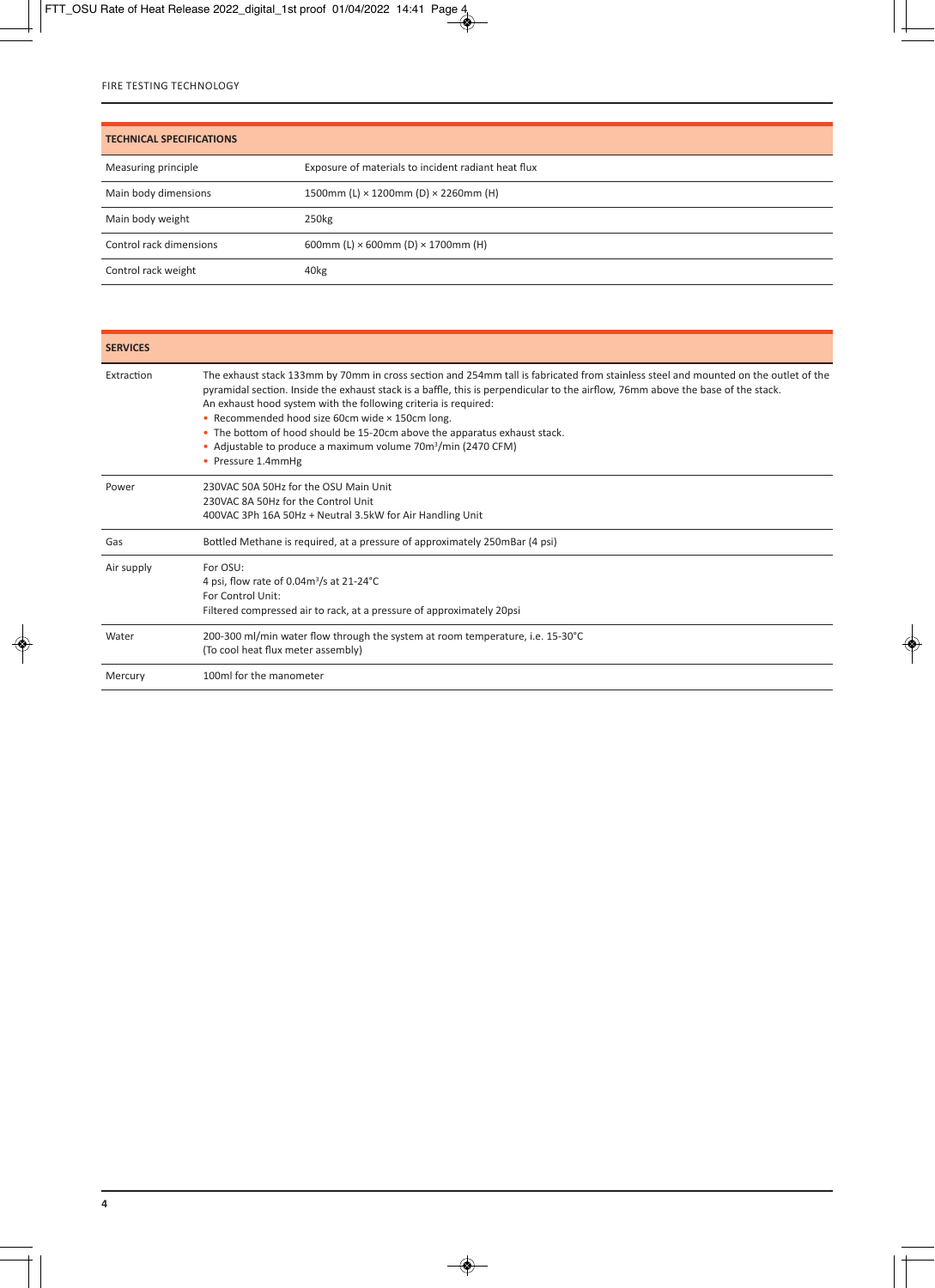| TECHNICAL SPECIFICATIONS | |
|---|---|
| Measuring principle | Exposure of materials to incident radiant heat flux |
| Main body dimensions | 1500mm (L) × 1200mm (D) × 2260mm (H) |
| Main body weight | 250kg |
| Control rack dimensions | 600mm (L) × 600mm (D) × 1700mm (H) |
| Control rack weight | 40kg |

| SERVICES | |
|---|---|
| Extraction | The exhaust stack 133mm by 70mm in cross section and 254mm tall is fabricated from stainless steel and mounted on the outlet of the pyramidal section. Inside the exhaust stack is a baffle, this is perpendicular to the airflow, 76mm above the base of the stack.<br>An exhaust hood system with the following criteria is required:<br>• Recommended hood size 60cm wide × 150cm long.<br>• The bottom of hood should be 15-20cm above the apparatus exhaust stack.<br>• Adjustable to produce a maximum volume 70m³/min (2470 CFM)<br>• Pressure 1.4mmHg |
| Power | 230VAC 50A 50Hz for the OSU Main Unit<br>230VAC 8A 50Hz for the Control Unit<br>400VAC 3Ph 16A 50Hz + Neutral 3.5kW for Air Handling Unit |
| Gas | Bottled Methane is required, at a pressure of approximately 250mBar (4 psi) |
| Air supply | For OSU:<br>4 psi, flow rate of 0.04m³/s at 21-24°C<br>For Control Unit:<br>Filtered compressed air to rack, at a pressure of approximately 20psi |
| Water | 200-300 ml/min water flow through the system at room temperature, i.e. 15-30°C<br>(To cool heat flux meter assembly) |
| Mercury | 100ml for the manometer |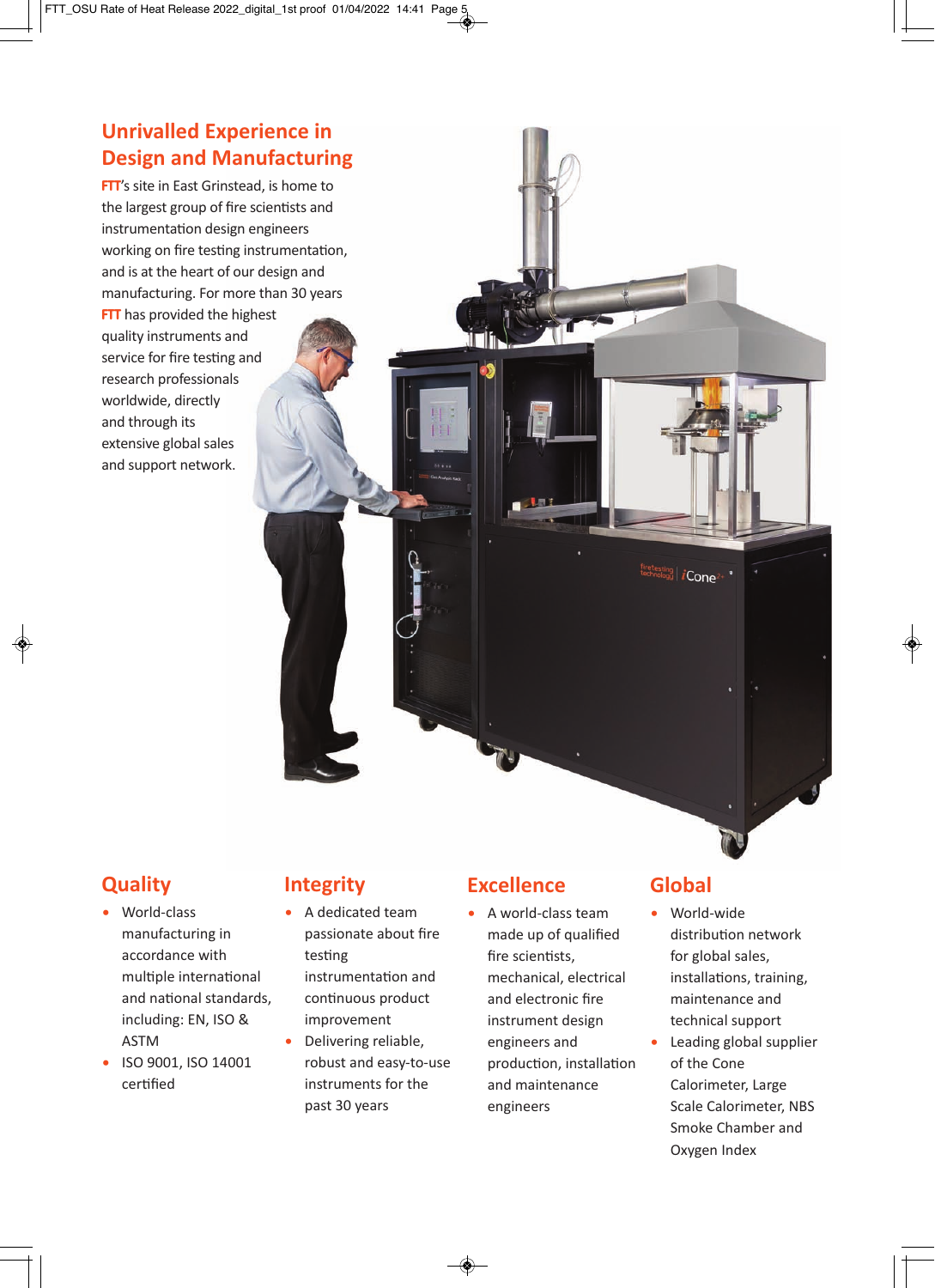## Unrivalled Experience in Design and Manufacturing

FTT's site in East Grinstead, is home to the largest group of fire scientists and instrumentation design engineers working on fire testing instrumentation, and is at the heart of our design and manufacturing. For more than 30 years FTT has provided the highest quality instruments and service for fire testing and research professionals worldwide, directly and through its extensive global sales and support network.

## Quality

- World-class manufacturing in accordance with multiple international and national standards, including: EN, ISO & ASTM
- ISO 9001, ISO 14001 certified

## Integrity

- A dedicated team passionate about fire testing instrumentation and continuous product improvement
- Delivering reliable, robust and easy-to-use instruments for the past 30 years

## Excellence

- A world-class team made up of qualified fire scientists, mechanical, electrical and electronic fire instrument design engineers and production, installation and maintenance engineers

## Global

- World-wide distribution network for global sales, installations, training, maintenance and technical support
- Leading global supplier of the Cone Calorimeter, Large Scale Calorimeter, NBS Smoke Chamber and Oxygen Index